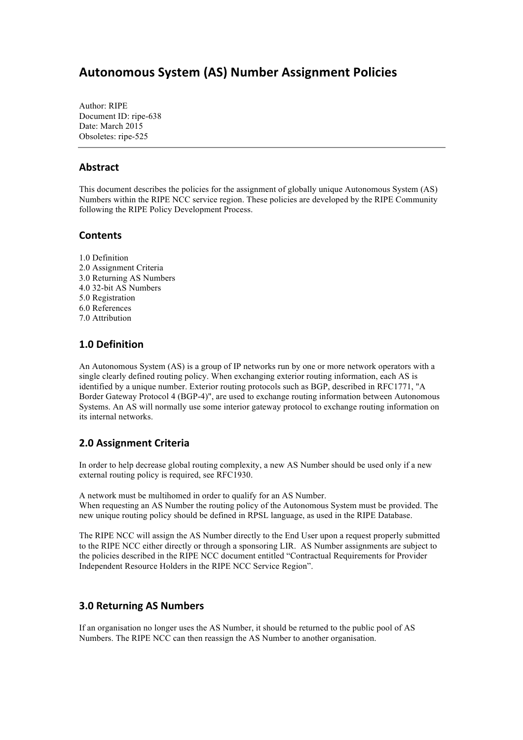# Autonomous System (AS) Number Assignment Policies

Author: RIPE
Document ID: ripe-638
Date: March 2015
Obsoletes: ripe-525

---

## Abstract

This document describes the policies for the assignment of globally unique Autonomous System (AS) Numbers within the RIPE NCC service region. These policies are developed by the RIPE Community following the RIPE Policy Development Process.

## Contents

1.0 Definition
2.0 Assignment Criteria
3.0 Returning AS Numbers
4.0 32-bit AS Numbers
5.0 Registration
6.0 References
7.0 Attribution

## 1.0 Definition

An Autonomous System (AS) is a group of IP networks run by one or more network operators with a single clearly defined routing policy. When exchanging exterior routing information, each AS is identified by a unique number. Exterior routing protocols such as BGP, described in RFC1771, "A Border Gateway Protocol 4 (BGP-4)", are used to exchange routing information between Autonomous Systems. An AS will normally use some interior gateway protocol to exchange routing information on its internal networks.

## 2.0 Assignment Criteria

In order to help decrease global routing complexity, a new AS Number should be used only if a new external routing policy is required, see RFC1930.

A network must be multihomed in order to qualify for an AS Number.
When requesting an AS Number the routing policy of the Autonomous System must be provided. The new unique routing policy should be defined in RPSL language, as used in the RIPE Database.

The RIPE NCC will assign the AS Number directly to the End User upon a request properly submitted to the RIPE NCC either directly or through a sponsoring LIR. AS Number assignments are subject to the policies described in the RIPE NCC document entitled "Contractual Requirements for Provider Independent Resource Holders in the RIPE NCC Service Region".

## 3.0 Returning AS Numbers

If an organisation no longer uses the AS Number, it should be returned to the public pool of AS Numbers. The RIPE NCC can then reassign the AS Number to another organisation.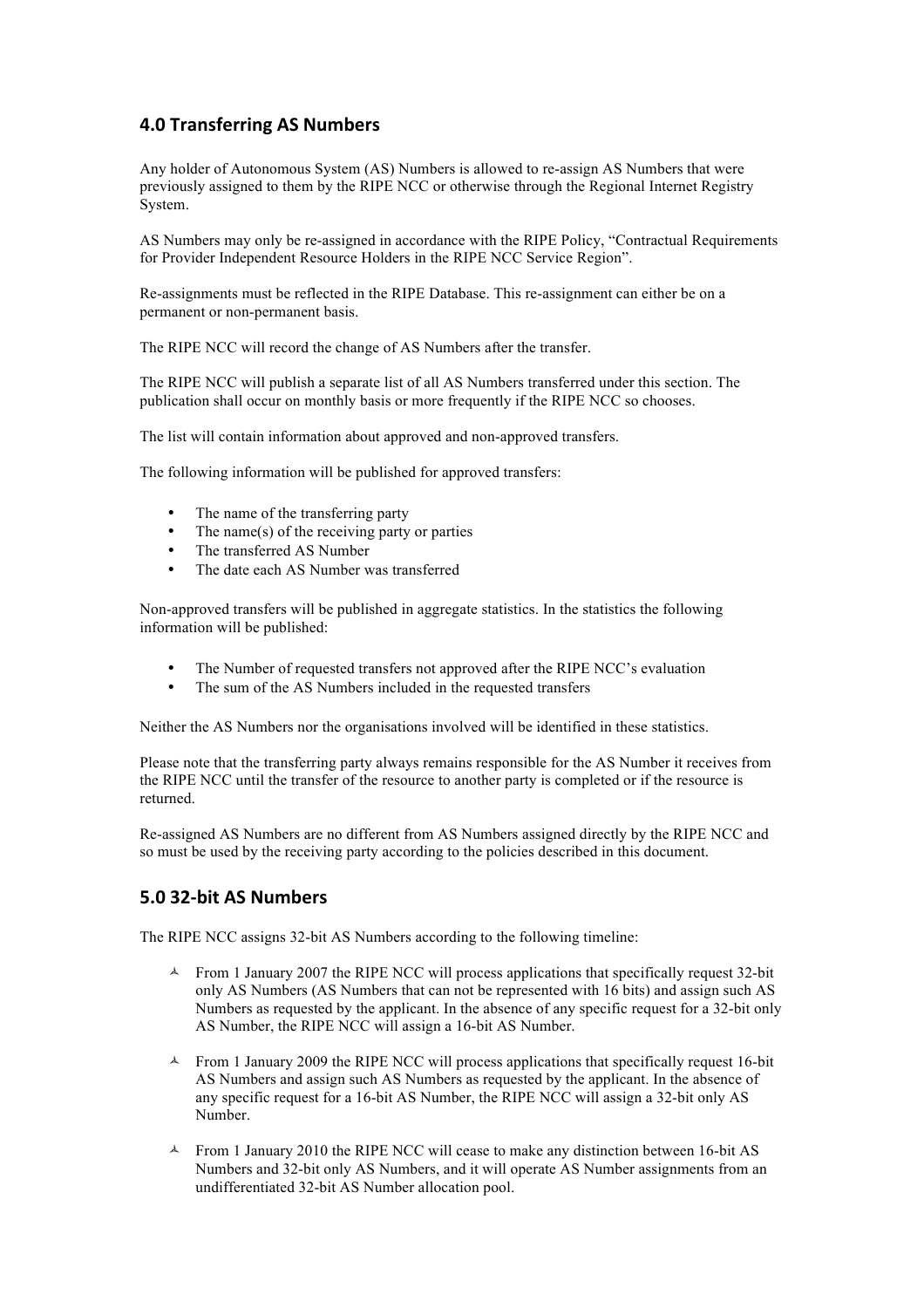## 4.0 Transferring AS Numbers

Any holder of Autonomous System (AS) Numbers is allowed to re-assign AS Numbers that were previously assigned to them by the RIPE NCC or otherwise through the Regional Internet Registry System.

AS Numbers may only be re-assigned in accordance with the RIPE Policy, "Contractual Requirements for Provider Independent Resource Holders in the RIPE NCC Service Region".

Re-assignments must be reflected in the RIPE Database. This re-assignment can either be on a permanent or non-permanent basis.

The RIPE NCC will record the change of AS Numbers after the transfer.

The RIPE NCC will publish a separate list of all AS Numbers transferred under this section. The publication shall occur on monthly basis or more frequently if the RIPE NCC so chooses.

The list will contain information about approved and non-approved transfers.

The following information will be published for approved transfers:

- The name of the transferring party
- The name(s) of the receiving party or parties
- The transferred AS Number
- The date each AS Number was transferred

Non-approved transfers will be published in aggregate statistics. In the statistics the following information will be published:

- The Number of requested transfers not approved after the RIPE NCC's evaluation
- The sum of the AS Numbers included in the requested transfers

Neither the AS Numbers nor the organisations involved will be identified in these statistics.

Please note that the transferring party always remains responsible for the AS Number it receives from the RIPE NCC until the transfer of the resource to another party is completed or if the resource is returned.

Re-assigned AS Numbers are no different from AS Numbers assigned directly by the RIPE NCC and so must be used by the receiving party according to the policies described in this document.

## 5.0 32-bit AS Numbers

The RIPE NCC assigns 32-bit AS Numbers according to the following timeline:

- From 1 January 2007 the RIPE NCC will process applications that specifically request 32-bit only AS Numbers (AS Numbers that can not be represented with 16 bits) and assign such AS Numbers as requested by the applicant. In the absence of any specific request for a 32-bit only AS Number, the RIPE NCC will assign a 16-bit AS Number.

- From 1 January 2009 the RIPE NCC will process applications that specifically request 16-bit AS Numbers and assign such AS Numbers as requested by the applicant. In the absence of any specific request for a 16-bit AS Number, the RIPE NCC will assign a 32-bit only AS Number.

- From 1 January 2010 the RIPE NCC will cease to make any distinction between 16-bit AS Numbers and 32-bit only AS Numbers, and it will operate AS Number assignments from an undifferentiated 32-bit AS Number allocation pool.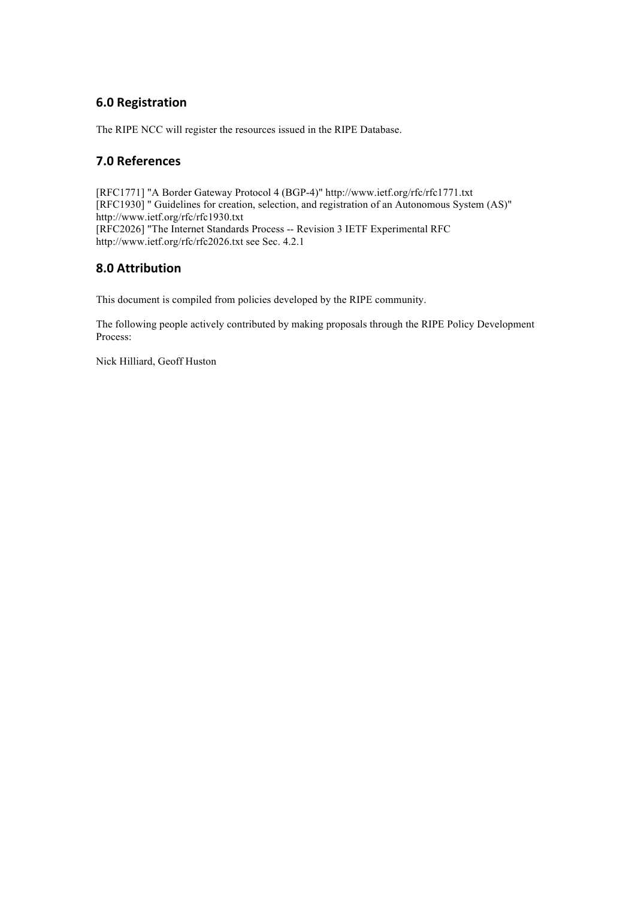## 6.0 Registration

The RIPE NCC will register the resources issued in the RIPE Database.

## 7.0 References

[RFC1771] "A Border Gateway Protocol 4 (BGP-4)" http://www.ietf.org/rfc/rfc1771.txt
[RFC1930] " Guidelines for creation, selection, and registration of an Autonomous System (AS)" http://www.ietf.org/rfc/rfc1930.txt
[RFC2026] "The Internet Standards Process -- Revision 3 IETF Experimental RFC http://www.ietf.org/rfc/rfc2026.txt see Sec. 4.2.1

## 8.0 Attribution

This document is compiled from policies developed by the RIPE community.

The following people actively contributed by making proposals through the RIPE Policy Development Process:

Nick Hilliard, Geoff Huston